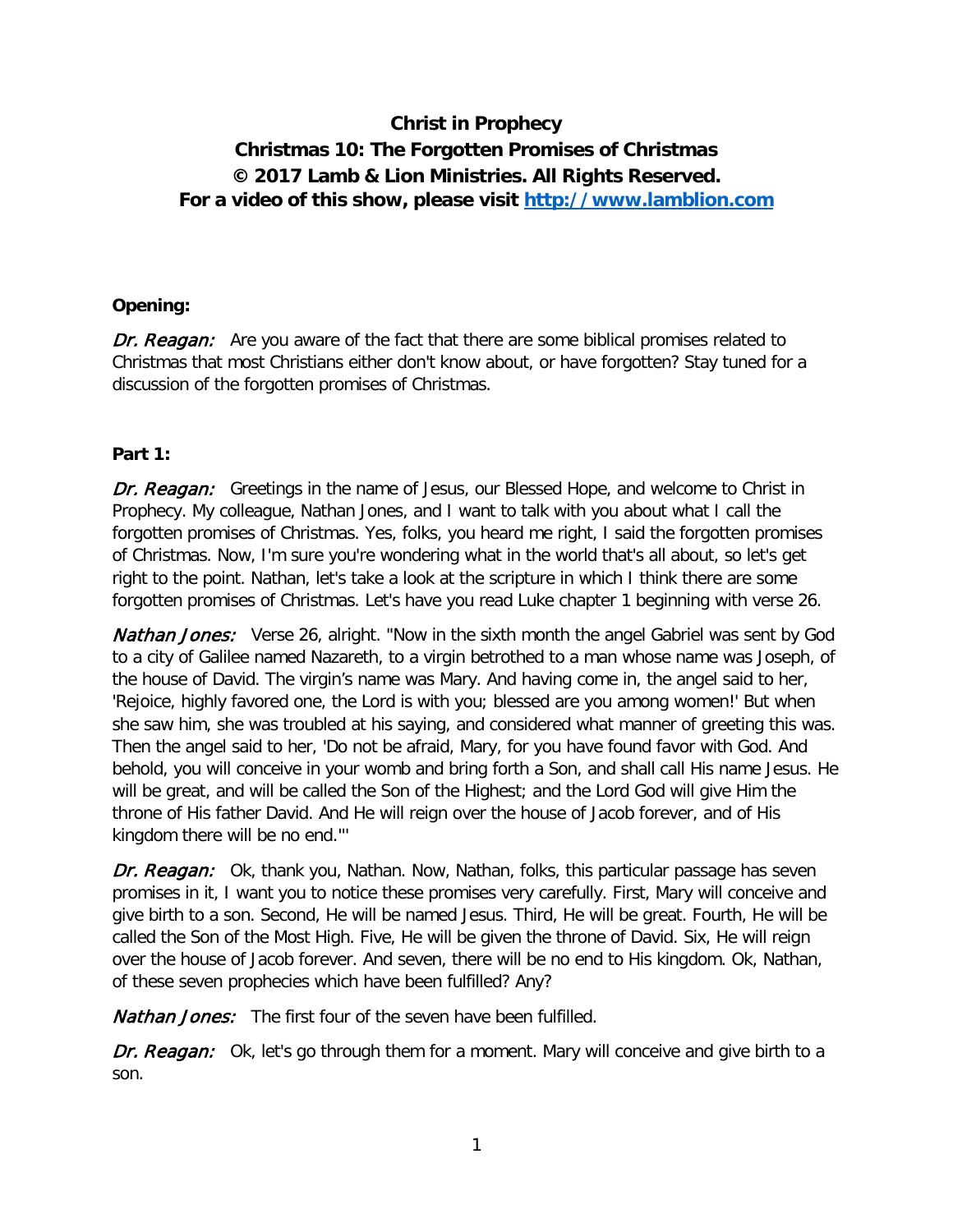**Christ in Prophecy**
**Christmas 10: The Forgotten Promises of Christmas**
**© 2017 Lamb & Lion Ministries. All Rights Reserved.**
**For a video of this show, please visit [http://www.lamblion.com](http://www.lamblion.com)**

**Opening:**

*Dr. Reagan:* Are you aware of the fact that there are some biblical promises related to Christmas that most Christians either don't know about, or have forgotten? Stay tuned for a discussion of the forgotten promises of Christmas.

**Part 1:**

*Dr. Reagan:* Greetings in the name of Jesus, our Blessed Hope, and welcome to Christ in Prophecy. My colleague, Nathan Jones, and I want to talk with you about what I call the forgotten promises of Christmas. Yes, folks, you heard me right, I said the forgotten promises of Christmas. Now, I'm sure you're wondering what in the world that's all about, so let's get right to the point. Nathan, let's take a look at the scripture in which I think there are some forgotten promises of Christmas. Let's have you read Luke chapter 1 beginning with verse 26.

*Nathan Jones:* Verse 26, alright. "Now in the sixth month the angel Gabriel was sent by God to a city of Galilee named Nazareth, to a virgin betrothed to a man whose name was Joseph, of the house of David. The virgin's name was Mary. And having come in, the angel said to her, 'Rejoice, highly favored one, the Lord is with you; blessed are you among women!' But when she saw him, she was troubled at his saying, and considered what manner of greeting this was. Then the angel said to her, 'Do not be afraid, Mary, for you have found favor with God. And behold, you will conceive in your womb and bring forth a Son, and shall call His name Jesus. He will be great, and will be called the Son of the Highest; and the Lord God will give Him the throne of His father David. And He will reign over the house of Jacob forever, and of His kingdom there will be no end.'"

*Dr. Reagan:* Ok, thank you, Nathan. Now, Nathan, folks, this particular passage has seven promises in it, I want you to notice these promises very carefully. First, Mary will conceive and give birth to a son. Second, He will be named Jesus. Third, He will be great. Fourth, He will be called the Son of the Most High. Five, He will be given the throne of David. Six, He will reign over the house of Jacob forever. And seven, there will be no end to His kingdom. Ok, Nathan, of these seven prophecies which have been fulfilled? Any?

*Nathan Jones:* The first four of the seven have been fulfilled.

*Dr. Reagan:* Ok, let's go through them for a moment. Mary will conceive and give birth to a son.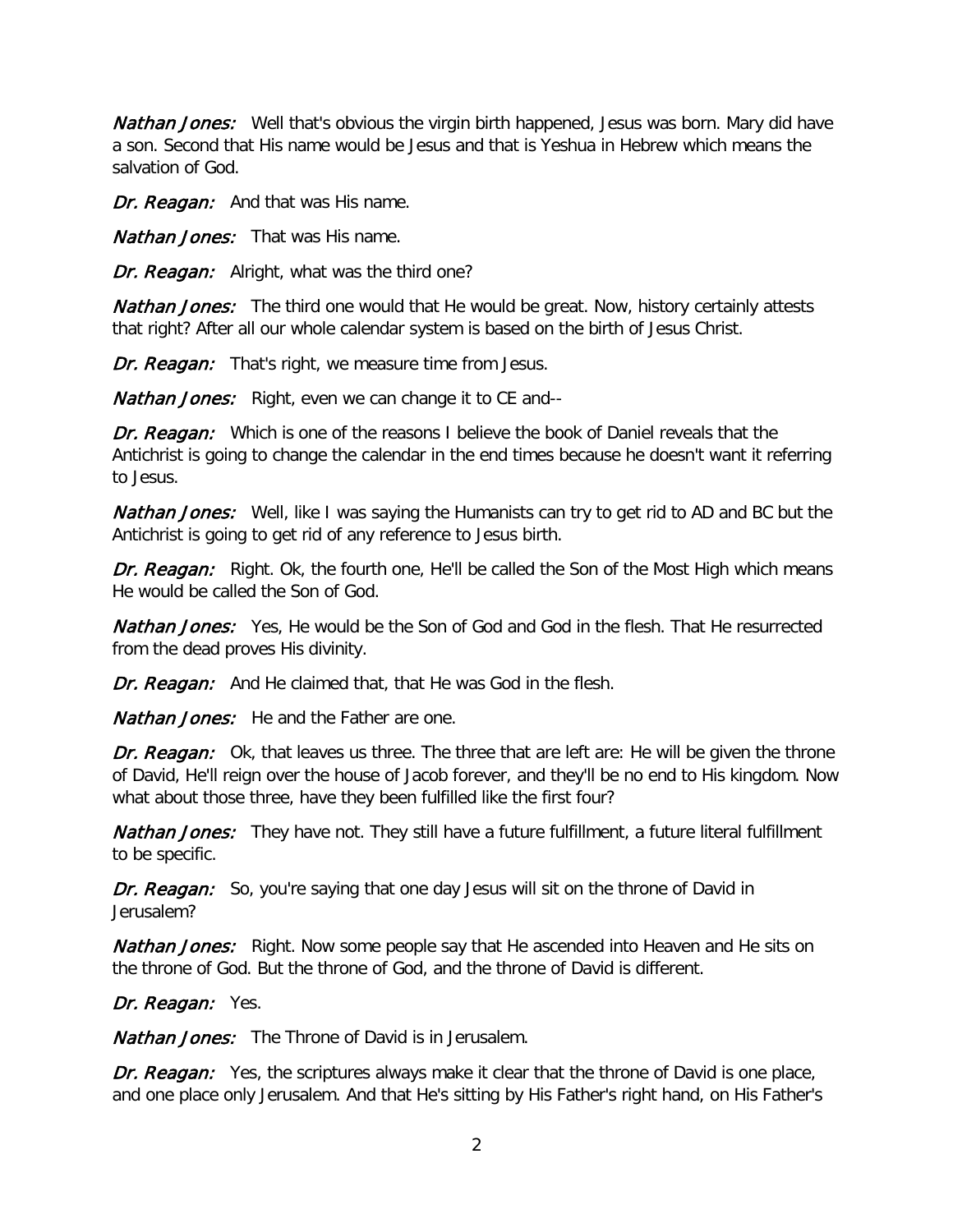*Nathan Jones:* Well that's obvious the virgin birth happened, Jesus was born. Mary did have a son. Second that His name would be Jesus and that is Yeshua in Hebrew which means the salvation of God.

*Dr. Reagan:* And that was His name.

*Nathan Jones:* That was His name.

*Dr. Reagan:* Alright, what was the third one?

*Nathan Jones:* The third one would that He would be great. Now, history certainly attests that right? After all our whole calendar system is based on the birth of Jesus Christ.

*Dr. Reagan:* That's right, we measure time from Jesus.

*Nathan Jones:* Right, even we can change it to CE and--

*Dr. Reagan:* Which is one of the reasons I believe the book of Daniel reveals that the Antichrist is going to change the calendar in the end times because he doesn't want it referring to Jesus.

*Nathan Jones:* Well, like I was saying the Humanists can try to get rid to AD and BC but the Antichrist is going to get rid of any reference to Jesus birth.

*Dr. Reagan:* Right. Ok, the fourth one, He'll be called the Son of the Most High which means He would be called the Son of God.

*Nathan Jones:* Yes, He would be the Son of God and God in the flesh. That He resurrected from the dead proves His divinity.

*Dr. Reagan:* And He claimed that, that He was God in the flesh.

*Nathan Jones:* He and the Father are one.

*Dr. Reagan:* Ok, that leaves us three. The three that are left are: He will be given the throne of David, He'll reign over the house of Jacob forever, and they'll be no end to His kingdom. Now what about those three, have they been fulfilled like the first four?

*Nathan Jones:* They have not. They still have a future fulfillment, a future literal fulfillment to be specific.

*Dr. Reagan:* So, you're saying that one day Jesus will sit on the throne of David in Jerusalem?

*Nathan Jones:* Right. Now some people say that He ascended into Heaven and He sits on the throne of God. But the throne of God, and the throne of David is different.

*Dr. Reagan:* Yes.

*Nathan Jones:* The Throne of David is in Jerusalem.

*Dr. Reagan:* Yes, the scriptures always make it clear that the throne of David is one place, and one place only Jerusalem. And that He's sitting by His Father's right hand, on His Father's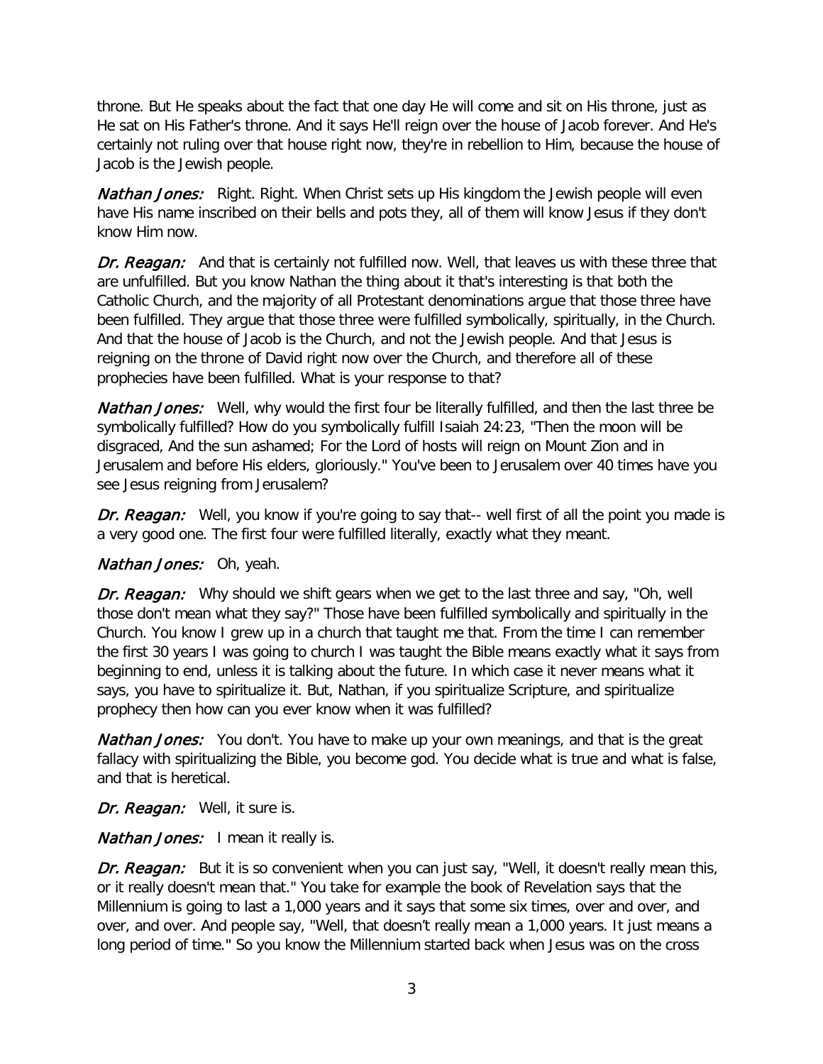throne. But He speaks about the fact that one day He will come and sit on His throne, just as He sat on His Father's throne. And it says He'll reign over the house of Jacob forever. And He's certainly not ruling over that house right now, they're in rebellion to Him, because the house of Jacob is the Jewish people.

***Nathan Jones:*** Right. Right. When Christ sets up His kingdom the Jewish people will even have His name inscribed on their bells and pots they, all of them will know Jesus if they don't know Him now.

***Dr. Reagan:*** And that is certainly not fulfilled now. Well, that leaves us with these three that are unfulfilled. But you know Nathan the thing about it that's interesting is that both the Catholic Church, and the majority of all Protestant denominations argue that those three have been fulfilled. They argue that those three were fulfilled symbolically, spiritually, in the Church. And that the house of Jacob is the Church, and not the Jewish people. And that Jesus is reigning on the throne of David right now over the Church, and therefore all of these prophecies have been fulfilled. What is your response to that?

***Nathan Jones:*** Well, why would the first four be literally fulfilled, and then the last three be symbolically fulfilled? How do you symbolically fulfill Isaiah 24:23, "Then the moon will be disgraced, And the sun ashamed; For the Lord of hosts will reign on Mount Zion and in Jerusalem and before His elders, gloriously." You've been to Jerusalem over 40 times have you see Jesus reigning from Jerusalem?

***Dr. Reagan:*** Well, you know if you're going to say that-- well first of all the point you made is a very good one. The first four were fulfilled literally, exactly what they meant.

***Nathan Jones:*** Oh, yeah.

***Dr. Reagan:*** Why should we shift gears when we get to the last three and say, "Oh, well those don't mean what they say?" Those have been fulfilled symbolically and spiritually in the Church. You know I grew up in a church that taught me that. From the time I can remember the first 30 years I was going to church I was taught the Bible means exactly what it says from beginning to end, unless it is talking about the future. In which case it never means what it says, you have to spiritualize it. But, Nathan, if you spiritualize Scripture, and spiritualize prophecy then how can you ever know when it was fulfilled?

***Nathan Jones:*** You don't. You have to make up your own meanings, and that is the great fallacy with spiritualizing the Bible, you become god. You decide what is true and what is false, and that is heretical.

***Dr. Reagan:*** Well, it sure is.

***Nathan Jones:*** I mean it really is.

***Dr. Reagan:*** But it is so convenient when you can just say, "Well, it doesn't really mean this, or it really doesn't mean that." You take for example the book of Revelation says that the Millennium is going to last a 1,000 years and it says that some six times, over and over, and over, and over. And people say, "Well, that doesn't really mean a 1,000 years. It just means a long period of time." So you know the Millennium started back when Jesus was on the cross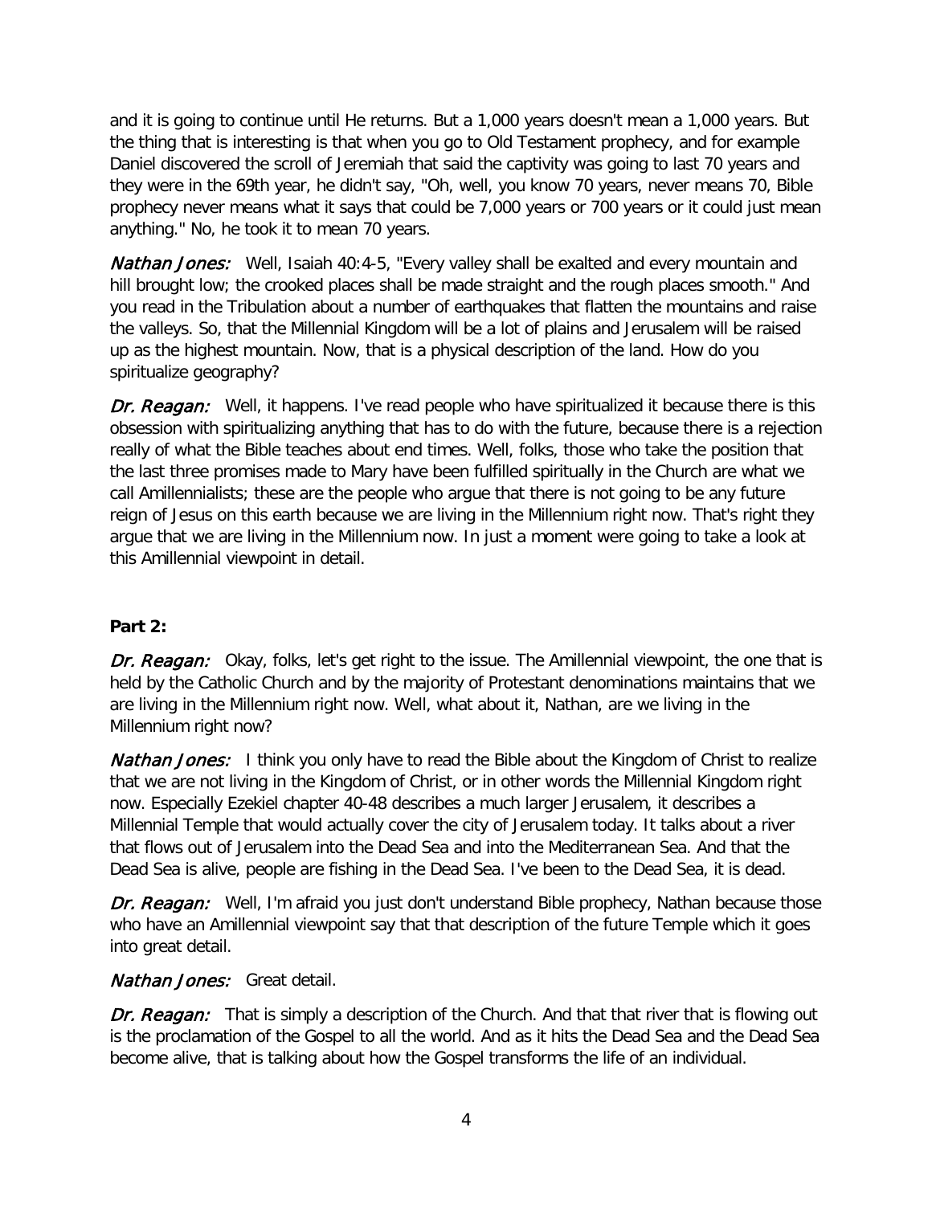and it is going to continue until He returns. But a 1,000 years doesn't mean a 1,000 years. But the thing that is interesting is that when you go to Old Testament prophecy, and for example Daniel discovered the scroll of Jeremiah that said the captivity was going to last 70 years and they were in the 69th year, he didn't say, "Oh, well, you know 70 years, never means 70, Bible prophecy never means what it says that could be 7,000 years or 700 years or it could just mean anything." No, he took it to mean 70 years.

*Nathan Jones:* Well, Isaiah 40:4-5, "Every valley shall be exalted and every mountain and hill brought low; the crooked places shall be made straight and the rough places smooth." And you read in the Tribulation about a number of earthquakes that flatten the mountains and raise the valleys. So, that the Millennial Kingdom will be a lot of plains and Jerusalem will be raised up as the highest mountain. Now, that is a physical description of the land. How do you spiritualize geography?

*Dr. Reagan:* Well, it happens. I've read people who have spiritualized it because there is this obsession with spiritualizing anything that has to do with the future, because there is a rejection really of what the Bible teaches about end times. Well, folks, those who take the position that the last three promises made to Mary have been fulfilled spiritually in the Church are what we call Amillennialists; these are the people who argue that there is not going to be any future reign of Jesus on this earth because we are living in the Millennium right now. That's right they argue that we are living in the Millennium now. In just a moment were going to take a look at this Amillennial viewpoint in detail.

**Part 2:**

*Dr. Reagan:* Okay, folks, let's get right to the issue. The Amillennial viewpoint, the one that is held by the Catholic Church and by the majority of Protestant denominations maintains that we are living in the Millennium right now. Well, what about it, Nathan, are we living in the Millennium right now?

*Nathan Jones:* I think you only have to read the Bible about the Kingdom of Christ to realize that we are not living in the Kingdom of Christ, or in other words the Millennial Kingdom right now. Especially Ezekiel chapter 40-48 describes a much larger Jerusalem, it describes a Millennial Temple that would actually cover the city of Jerusalem today. It talks about a river that flows out of Jerusalem into the Dead Sea and into the Mediterranean Sea. And that the Dead Sea is alive, people are fishing in the Dead Sea. I've been to the Dead Sea, it is dead.

*Dr. Reagan:* Well, I'm afraid you just don't understand Bible prophecy, Nathan because those who have an Amillennial viewpoint say that that description of the future Temple which it goes into great detail.

*Nathan Jones:* Great detail.

*Dr. Reagan:* That is simply a description of the Church. And that that river that is flowing out is the proclamation of the Gospel to all the world. And as it hits the Dead Sea and the Dead Sea become alive, that is talking about how the Gospel transforms the life of an individual.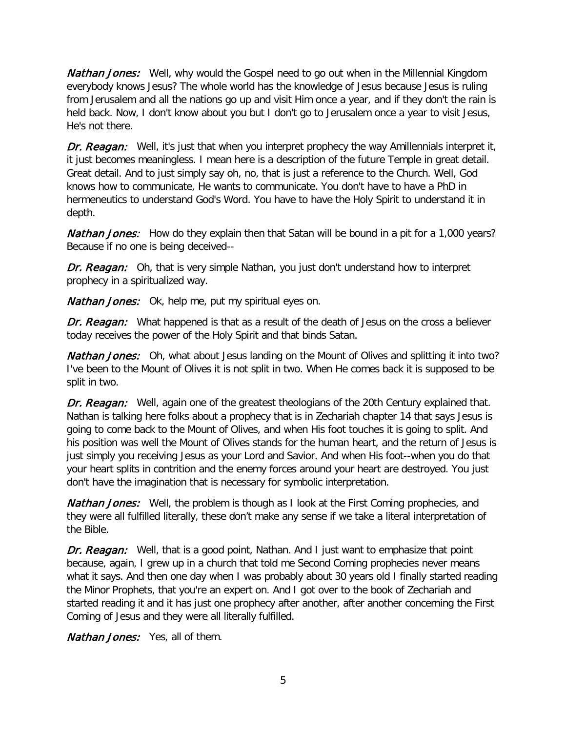*Nathan Jones:* Well, why would the Gospel need to go out when in the Millennial Kingdom everybody knows Jesus? The whole world has the knowledge of Jesus because Jesus is ruling from Jerusalem and all the nations go up and visit Him once a year, and if they don't the rain is held back. Now, I don't know about you but I don't go to Jerusalem once a year to visit Jesus, He's not there.

*Dr. Reagan:* Well, it's just that when you interpret prophecy the way Amillennials interpret it, it just becomes meaningless. I mean here is a description of the future Temple in great detail. Great detail. And to just simply say oh, no, that is just a reference to the Church. Well, God knows how to communicate, He wants to communicate. You don't have to have a PhD in hermeneutics to understand God's Word. You have to have the Holy Spirit to understand it in depth.

*Nathan Jones:* How do they explain then that Satan will be bound in a pit for a 1,000 years? Because if no one is being deceived--

*Dr. Reagan:* Oh, that is very simple Nathan, you just don't understand how to interpret prophecy in a spiritualized way.

*Nathan Jones:* Ok, help me, put my spiritual eyes on.

*Dr. Reagan:* What happened is that as a result of the death of Jesus on the cross a believer today receives the power of the Holy Spirit and that binds Satan.

*Nathan Jones:* Oh, what about Jesus landing on the Mount of Olives and splitting it into two? I've been to the Mount of Olives it is not split in two. When He comes back it is supposed to be split in two.

*Dr. Reagan:* Well, again one of the greatest theologians of the 20th Century explained that. Nathan is talking here folks about a prophecy that is in Zechariah chapter 14 that says Jesus is going to come back to the Mount of Olives, and when His foot touches it is going to split. And his position was well the Mount of Olives stands for the human heart, and the return of Jesus is just simply you receiving Jesus as your Lord and Savior. And when His foot--when you do that your heart splits in contrition and the enemy forces around your heart are destroyed. You just don't have the imagination that is necessary for symbolic interpretation.

*Nathan Jones:* Well, the problem is though as I look at the First Coming prophecies, and they were all fulfilled literally, these don't make any sense if we take a literal interpretation of the Bible.

*Dr. Reagan:* Well, that is a good point, Nathan. And I just want to emphasize that point because, again, I grew up in a church that told me Second Coming prophecies never means what it says. And then one day when I was probably about 30 years old I finally started reading the Minor Prophets, that you're an expert on. And I got over to the book of Zechariah and started reading it and it has just one prophecy after another, after another concerning the First Coming of Jesus and they were all literally fulfilled.

*Nathan Jones:* Yes, all of them.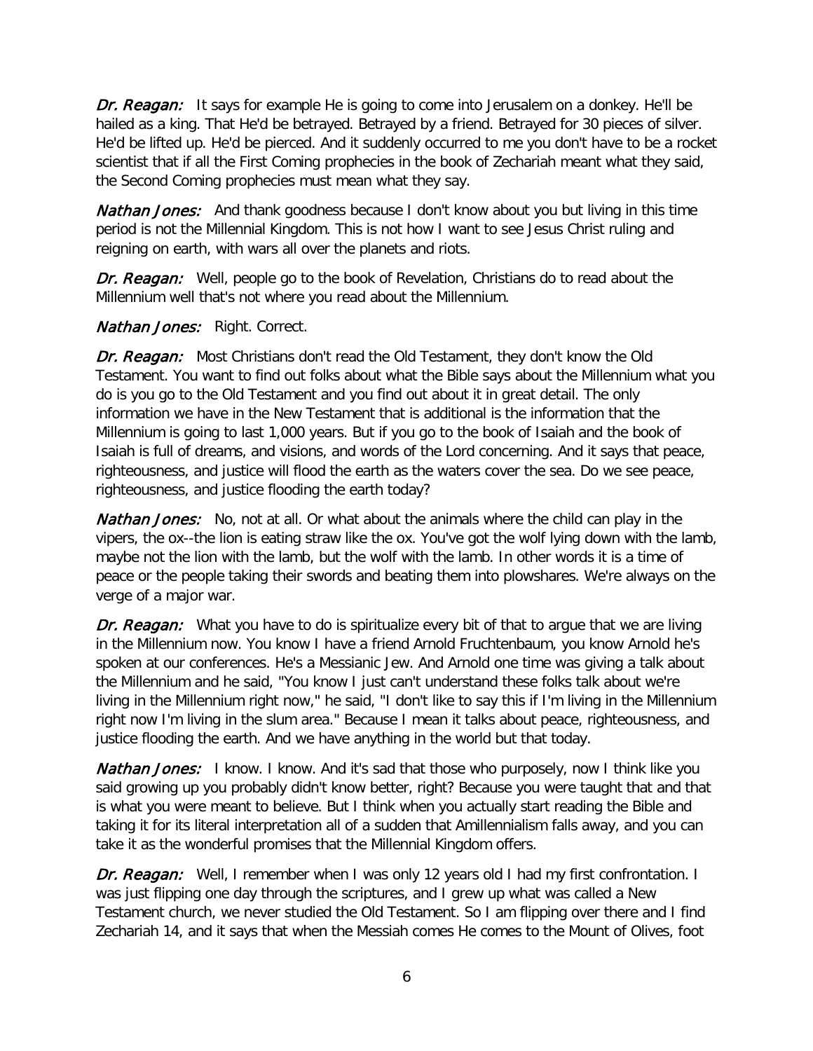***Dr. Reagan:*** It says for example He is going to come into Jerusalem on a donkey. He'll be hailed as a king. That He'd be betrayed. Betrayed by a friend. Betrayed for 30 pieces of silver. He'd be lifted up. He'd be pierced. And it suddenly occurred to me you don't have to be a rocket scientist that if all the First Coming prophecies in the book of Zechariah meant what they said, the Second Coming prophecies must mean what they say.

***Nathan Jones:*** And thank goodness because I don't know about you but living in this time period is not the Millennial Kingdom. This is not how I want to see Jesus Christ ruling and reigning on earth, with wars all over the planets and riots.

***Dr. Reagan:*** Well, people go to the book of Revelation, Christians do to read about the Millennium well that's not where you read about the Millennium.

***Nathan Jones:*** Right. Correct.

***Dr. Reagan:*** Most Christians don't read the Old Testament, they don't know the Old Testament. You want to find out folks about what the Bible says about the Millennium what you do is you go to the Old Testament and you find out about it in great detail. The only information we have in the New Testament that is additional is the information that the Millennium is going to last 1,000 years. But if you go to the book of Isaiah and the book of Isaiah is full of dreams, and visions, and words of the Lord concerning. And it says that peace, righteousness, and justice will flood the earth as the waters cover the sea. Do we see peace, righteousness, and justice flooding the earth today?

***Nathan Jones:*** No, not at all. Or what about the animals where the child can play in the vipers, the ox--the lion is eating straw like the ox. You've got the wolf lying down with the lamb, maybe not the lion with the lamb, but the wolf with the lamb. In other words it is a time of peace or the people taking their swords and beating them into plowshares. We're always on the verge of a major war.

***Dr. Reagan:*** What you have to do is spiritualize every bit of that to argue that we are living in the Millennium now. You know I have a friend Arnold Fruchtenbaum, you know Arnold he's spoken at our conferences. He's a Messianic Jew. And Arnold one time was giving a talk about the Millennium and he said, "You know I just can't understand these folks talk about we're living in the Millennium right now," he said, "I don't like to say this if I'm living in the Millennium right now I'm living in the slum area." Because I mean it talks about peace, righteousness, and justice flooding the earth. And we have anything in the world but that today.

***Nathan Jones:*** I know. I know. And it's sad that those who purposely, now I think like you said growing up you probably didn't know better, right? Because you were taught that and that is what you were meant to believe. But I think when you actually start reading the Bible and taking it for its literal interpretation all of a sudden that Amillennialism falls away, and you can take it as the wonderful promises that the Millennial Kingdom offers.

***Dr. Reagan:*** Well, I remember when I was only 12 years old I had my first confrontation. I was just flipping one day through the scriptures, and I grew up what was called a New Testament church, we never studied the Old Testament. So I am flipping over there and I find Zechariah 14, and it says that when the Messiah comes He comes to the Mount of Olives, foot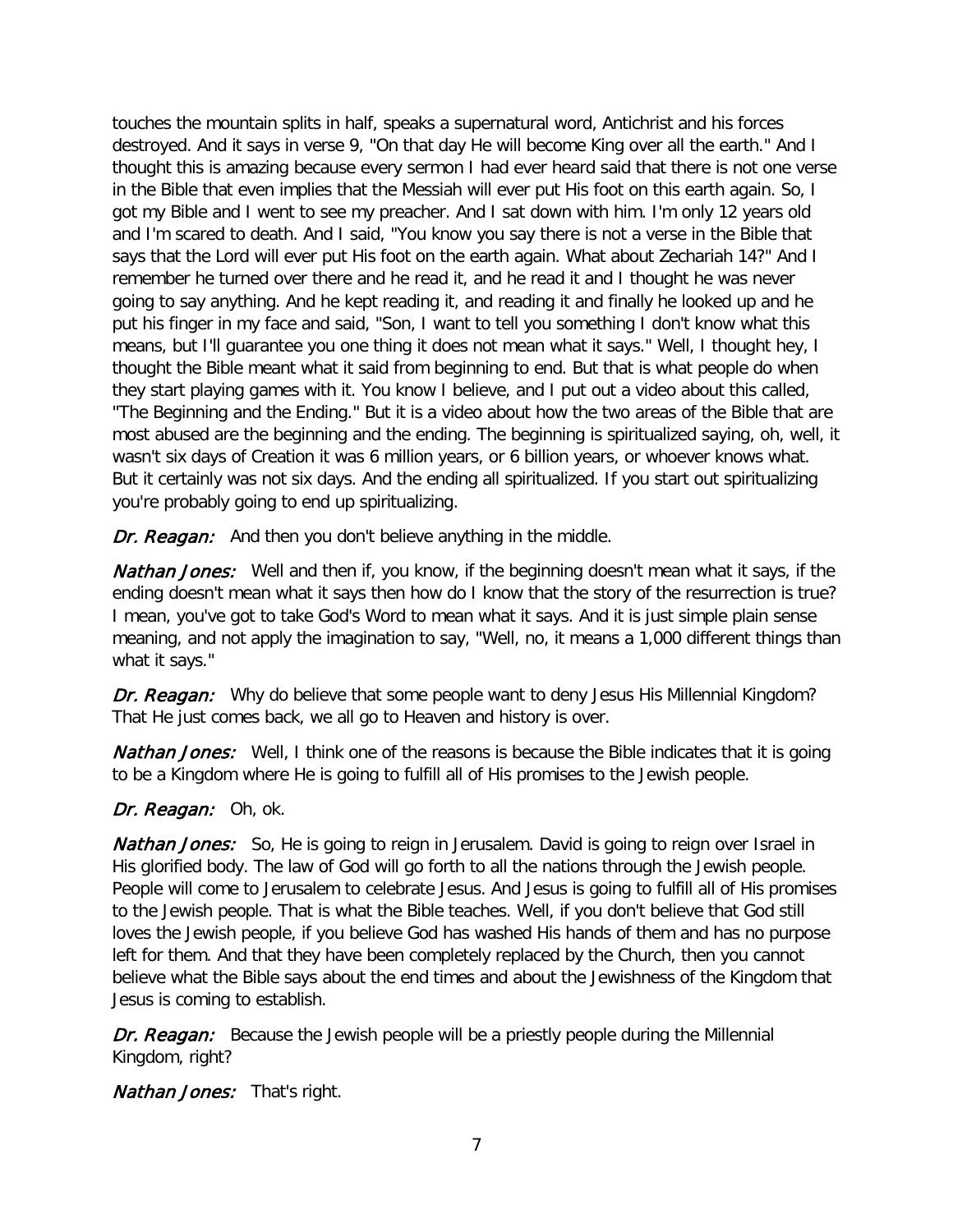touches the mountain splits in half, speaks a supernatural word, Antichrist and his forces destroyed. And it says in verse 9, "On that day He will become King over all the earth." And I thought this is amazing because every sermon I had ever heard said that there is not one verse in the Bible that even implies that the Messiah will ever put His foot on this earth again. So, I got my Bible and I went to see my preacher. And I sat down with him. I'm only 12 years old and I'm scared to death. And I said, "You know you say there is not a verse in the Bible that says that the Lord will ever put His foot on the earth again. What about Zechariah 14?" And I remember he turned over there and he read it, and he read it and I thought he was never going to say anything. And he kept reading it, and reading it and finally he looked up and he put his finger in my face and said, "Son, I want to tell you something I don't know what this means, but I'll guarantee you one thing it does not mean what it says." Well, I thought hey, I thought the Bible meant what it said from beginning to end. But that is what people do when they start playing games with it. You know I believe, and I put out a video about this called, "The Beginning and the Ending." But it is a video about how the two areas of the Bible that are most abused are the beginning and the ending. The beginning is spiritualized saying, oh, well, it wasn't six days of Creation it was 6 million years, or 6 billion years, or whoever knows what. But it certainly was not six days. And the ending all spiritualized. If you start out spiritualizing you're probably going to end up spiritualizing.

***Dr. Reagan:*** And then you don't believe anything in the middle.

***Nathan Jones:*** Well and then if, you know, if the beginning doesn't mean what it says, if the ending doesn't mean what it says then how do I know that the story of the resurrection is true? I mean, you've got to take God's Word to mean what it says. And it is just simple plain sense meaning, and not apply the imagination to say, "Well, no, it means a 1,000 different things than what it says."

***Dr. Reagan:*** Why do believe that some people want to deny Jesus His Millennial Kingdom? That He just comes back, we all go to Heaven and history is over.

***Nathan Jones:*** Well, I think one of the reasons is because the Bible indicates that it is going to be a Kingdom where He is going to fulfill all of His promises to the Jewish people.

***Dr. Reagan:*** Oh, ok.

***Nathan Jones:*** So, He is going to reign in Jerusalem. David is going to reign over Israel in His glorified body. The law of God will go forth to all the nations through the Jewish people. People will come to Jerusalem to celebrate Jesus. And Jesus is going to fulfill all of His promises to the Jewish people. That is what the Bible teaches. Well, if you don't believe that God still loves the Jewish people, if you believe God has washed His hands of them and has no purpose left for them. And that they have been completely replaced by the Church, then you cannot believe what the Bible says about the end times and about the Jewishness of the Kingdom that Jesus is coming to establish.

***Dr. Reagan:*** Because the Jewish people will be a priestly people during the Millennial Kingdom, right?

***Nathan Jones:*** That's right.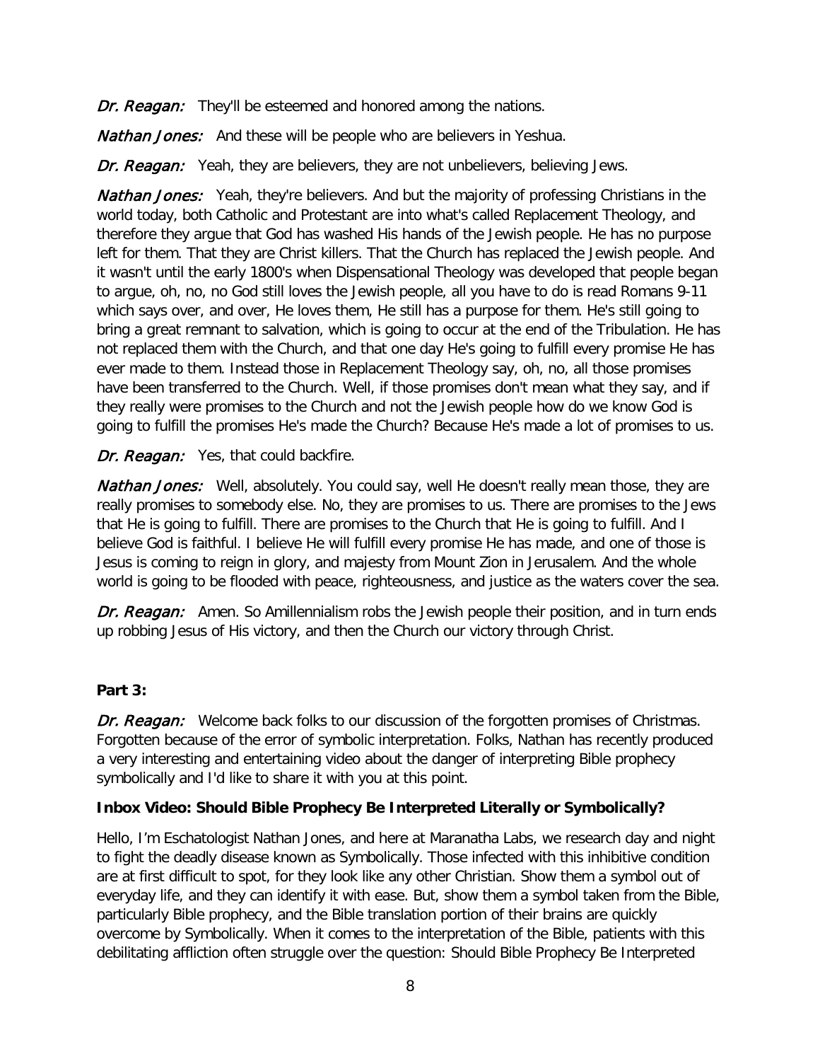*Dr. Reagan:* They'll be esteemed and honored among the nations.

*Nathan Jones:* And these will be people who are believers in Yeshua.

*Dr. Reagan:* Yeah, they are believers, they are not unbelievers, believing Jews.

*Nathan Jones:* Yeah, they're believers. And but the majority of professing Christians in the world today, both Catholic and Protestant are into what's called Replacement Theology, and therefore they argue that God has washed His hands of the Jewish people. He has no purpose left for them. That they are Christ killers. That the Church has replaced the Jewish people. And it wasn't until the early 1800's when Dispensational Theology was developed that people began to argue, oh, no, no God still loves the Jewish people, all you have to do is read Romans 9-11 which says over, and over, He loves them, He still has a purpose for them. He's still going to bring a great remnant to salvation, which is going to occur at the end of the Tribulation. He has not replaced them with the Church, and that one day He's going to fulfill every promise He has ever made to them. Instead those in Replacement Theology say, oh, no, all those promises have been transferred to the Church. Well, if those promises don't mean what they say, and if they really were promises to the Church and not the Jewish people how do we know God is going to fulfill the promises He's made the Church? Because He's made a lot of promises to us.

*Dr. Reagan:* Yes, that could backfire.

*Nathan Jones:* Well, absolutely. You could say, well He doesn't really mean those, they are really promises to somebody else. No, they are promises to us. There are promises to the Jews that He is going to fulfill. There are promises to the Church that He is going to fulfill. And I believe God is faithful. I believe He will fulfill every promise He has made, and one of those is Jesus is coming to reign in glory, and majesty from Mount Zion in Jerusalem. And the whole world is going to be flooded with peace, righteousness, and justice as the waters cover the sea.

*Dr. Reagan:* Amen. So Amillennialism robs the Jewish people their position, and in turn ends up robbing Jesus of His victory, and then the Church our victory through Christ.

**Part 3:**

*Dr. Reagan:* Welcome back folks to our discussion of the forgotten promises of Christmas. Forgotten because of the error of symbolic interpretation. Folks, Nathan has recently produced a very interesting and entertaining video about the danger of interpreting Bible prophecy symbolically and I'd like to share it with you at this point.

**Inbox Video: Should Bible Prophecy Be Interpreted Literally or Symbolically?**

Hello, I'm Eschatologist Nathan Jones, and here at Maranatha Labs, we research day and night to fight the deadly disease known as Symbolically. Those infected with this inhibitive condition are at first difficult to spot, for they look like any other Christian. Show them a symbol out of everyday life, and they can identify it with ease. But, show them a symbol taken from the Bible, particularly Bible prophecy, and the Bible translation portion of their brains are quickly overcome by Symbolically. When it comes to the interpretation of the Bible, patients with this debilitating affliction often struggle over the question: Should Bible Prophecy Be Interpreted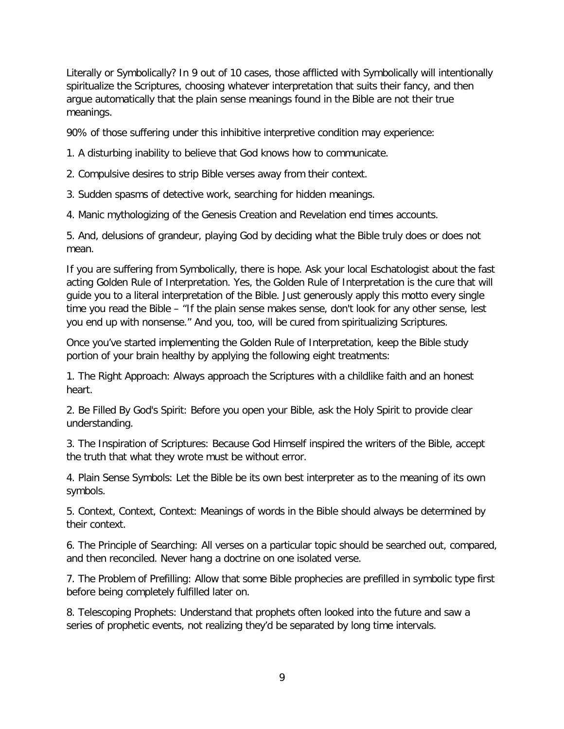Literally or Symbolically? In 9 out of 10 cases, those afflicted with Symbolically will intentionally spiritualize the Scriptures, choosing whatever interpretation that suits their fancy, and then argue automatically that the plain sense meanings found in the Bible are not their true meanings.

90% of those suffering under this inhibitive interpretive condition may experience:

1. A disturbing inability to believe that God knows how to communicate.

2. Compulsive desires to strip Bible verses away from their context.

3. Sudden spasms of detective work, searching for hidden meanings.

4. Manic mythologizing of the Genesis Creation and Revelation end times accounts.

5. And, delusions of grandeur, playing God by deciding what the Bible truly does or does not mean.

If you are suffering from Symbolically, there is hope. Ask your local Eschatologist about the fast acting Golden Rule of Interpretation. Yes, the Golden Rule of Interpretation is the cure that will guide you to a literal interpretation of the Bible. Just generously apply this motto every single time you read the Bible – "If the plain sense makes sense, don't look for any other sense, lest you end up with nonsense." And you, too, will be cured from spiritualizing Scriptures.

Once you've started implementing the Golden Rule of Interpretation, keep the Bible study portion of your brain healthy by applying the following eight treatments:

1. The Right Approach: Always approach the Scriptures with a childlike faith and an honest heart.

2. Be Filled By God's Spirit: Before you open your Bible, ask the Holy Spirit to provide clear understanding.

3. The Inspiration of Scriptures: Because God Himself inspired the writers of the Bible, accept the truth that what they wrote must be without error.

4. Plain Sense Symbols: Let the Bible be its own best interpreter as to the meaning of its own symbols.

5. Context, Context, Context: Meanings of words in the Bible should always be determined by their context.

6. The Principle of Searching: All verses on a particular topic should be searched out, compared, and then reconciled. Never hang a doctrine on one isolated verse.

7. The Problem of Prefilling: Allow that some Bible prophecies are prefilled in symbolic type first before being completely fulfilled later on.

8. Telescoping Prophets: Understand that prophets often looked into the future and saw a series of prophetic events, not realizing they'd be separated by long time intervals.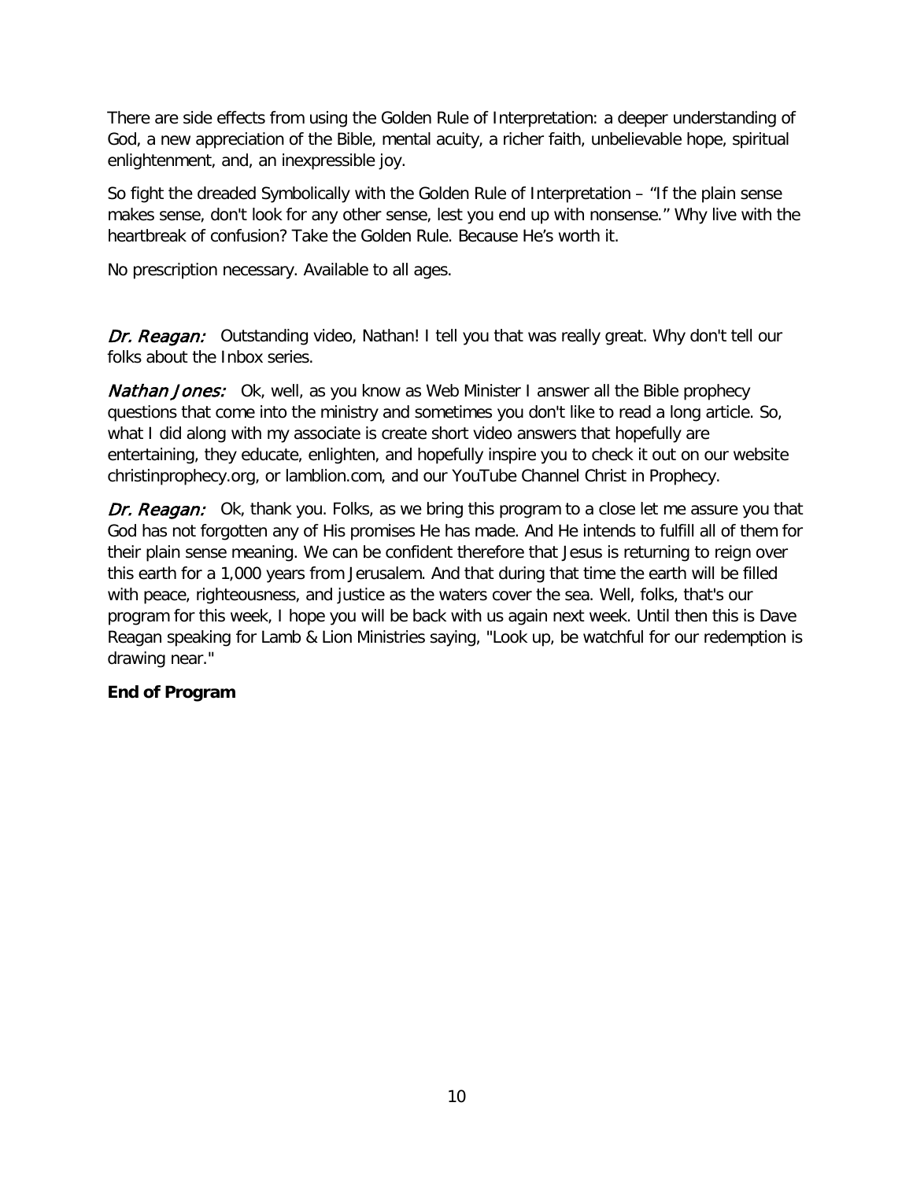There are side effects from using the Golden Rule of Interpretation: a deeper understanding of God, a new appreciation of the Bible, mental acuity, a richer faith, unbelievable hope, spiritual enlightenment, and, an inexpressible joy.

So fight the dreaded Symbolically with the Golden Rule of Interpretation – "If the plain sense makes sense, don't look for any other sense, lest you end up with nonsense." Why live with the heartbreak of confusion? Take the Golden Rule. Because He's worth it.

No prescription necessary. Available to all ages.

***Dr. Reagan:*** Outstanding video, Nathan! I tell you that was really great. Why don't tell our folks about the Inbox series.

***Nathan Jones:*** Ok, well, as you know as Web Minister I answer all the Bible prophecy questions that come into the ministry and sometimes you don't like to read a long article. So, what I did along with my associate is create short video answers that hopefully are entertaining, they educate, enlighten, and hopefully inspire you to check it out on our website christinprophecy.org, or lamblion.com, and our YouTube Channel Christ in Prophecy.

***Dr. Reagan:*** Ok, thank you. Folks, as we bring this program to a close let me assure you that God has not forgotten any of His promises He has made. And He intends to fulfill all of them for their plain sense meaning. We can be confident therefore that Jesus is returning to reign over this earth for a 1,000 years from Jerusalem. And that during that time the earth will be filled with peace, righteousness, and justice as the waters cover the sea. Well, folks, that's our program for this week, I hope you will be back with us again next week. Until then this is Dave Reagan speaking for Lamb & Lion Ministries saying, "Look up, be watchful for our redemption is drawing near."

**End of Program**